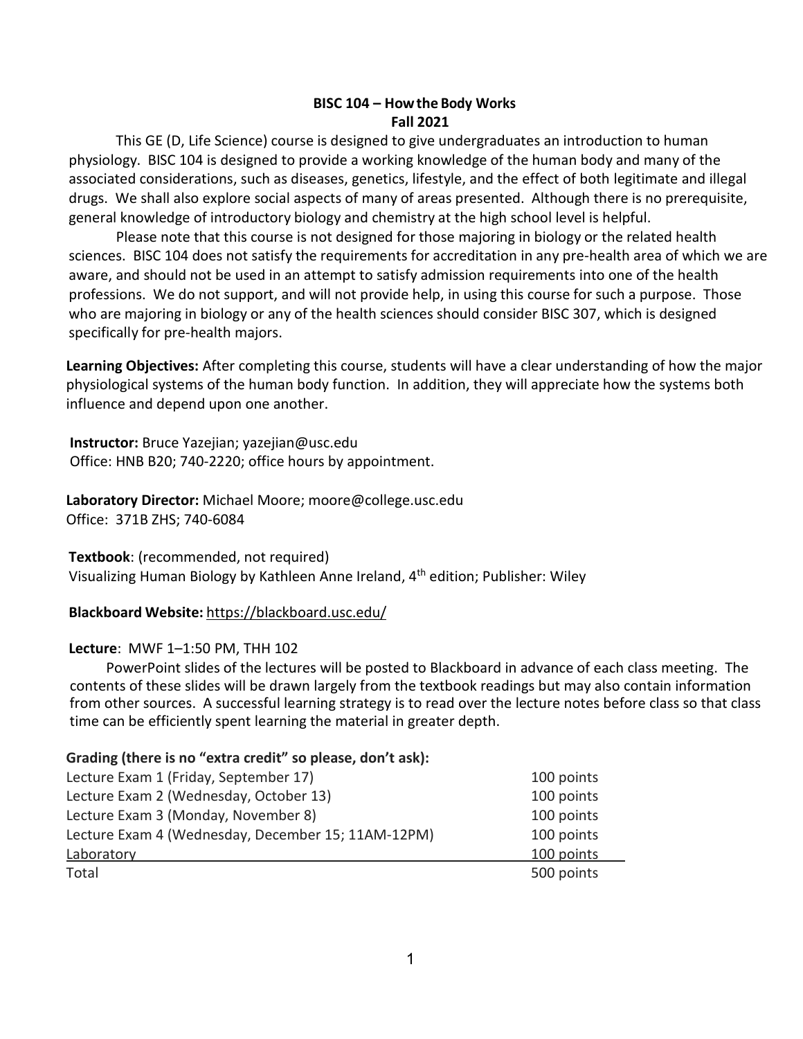# BISC 104 – How the Body Works
## Fall 2021

This GE (D, Life Science) course is designed to give undergraduates an introduction to human physiology. BISC 104 is designed to provide a working knowledge of the human body and many of the associated considerations, such as diseases, genetics, lifestyle, and the effect of both legitimate and illegal drugs. We shall also explore social aspects of many of areas presented. Although there is no prerequisite, general knowledge of introductory biology and chemistry at the high school level is helpful.

Please note that this course is not designed for those majoring in biology or the related health sciences. BISC 104 does not satisfy the requirements for accreditation in any pre-health area of which we are aware, and should not be used in an attempt to satisfy admission requirements into one of the health professions. We do not support, and will not provide help, in using this course for such a purpose. Those who are majoring in biology or any of the health sciences should consider BISC 307, which is designed specifically for pre-health majors.

**Learning Objectives:** After completing this course, students will have a clear understanding of how the major physiological systems of the human body function. In addition, they will appreciate how the systems both influence and depend upon one another.

**Instructor:** Bruce Yazejian; yazejian@usc.edu
Office: HNB B20; 740-2220; office hours by appointment.

**Laboratory Director:** Michael Moore; moore@college.usc.edu
Office: 371B ZHS; 740-6084

**Textbook**: (recommended, not required)
Visualizing Human Biology by Kathleen Anne Ireland, 4th edition; Publisher: Wiley

**Blackboard Website:** https://blackboard.usc.edu/

**Lecture**: MWF 1–1:50 PM, THH 102

PowerPoint slides of the lectures will be posted to Blackboard in advance of each class meeting. The contents of these slides will be drawn largely from the textbook readings but may also contain information from other sources. A successful learning strategy is to read over the lecture notes before class so that class time can be efficiently spent learning the material in greater depth.

**Grading (there is no "extra credit" so please, don't ask):**

| | |
|---|---|
| Lecture Exam 1 (Friday, September 17) | 100 points |
| Lecture Exam 2 (Wednesday, October 13) | 100 points |
| Lecture Exam 3 (Monday, November 8) | 100 points |
| Lecture Exam 4 (Wednesday, December 15; 11AM-12PM) | 100 points |
| Laboratory | 100 points |
| Total | 500 points |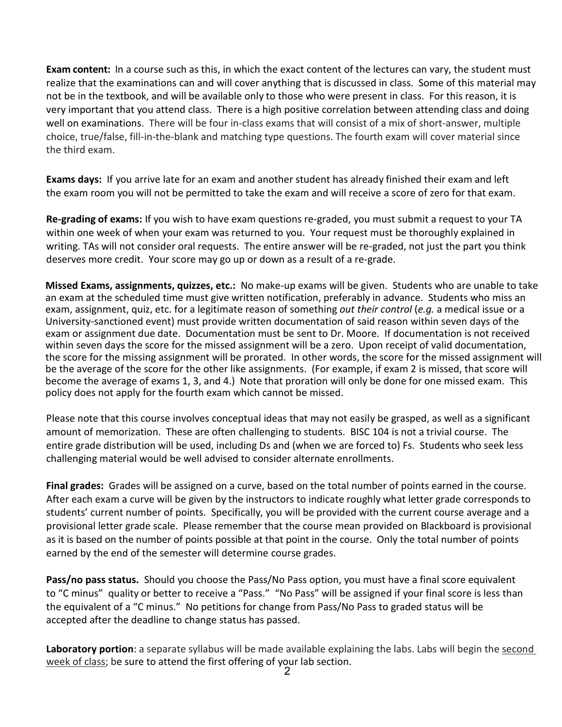**Exam content:** In a course such as this, in which the exact content of the lectures can vary, the student must realize that the examinations can and will cover anything that is discussed in class. Some of this material may not be in the textbook, and will be available only to those who were present in class. For this reason, it is very important that you attend class. There is a high positive correlation between attending class and doing well on examinations. There will be four in-class exams that will consist of a mix of short-answer, multiple choice, true/false, fill-in-the-blank and matching type questions. The fourth exam will cover material since the third exam.

**Exams days:** If you arrive late for an exam and another student has already finished their exam and left the exam room you will not be permitted to take the exam and will receive a score of zero for that exam.

**Re-grading of exams:** If you wish to have exam questions re-graded, you must submit a request to your TA within one week of when your exam was returned to you. Your request must be thoroughly explained in writing. TAs will not consider oral requests. The entire answer will be re-graded, not just the part you think deserves more credit. Your score may go up or down as a result of a re-grade.

**Missed Exams, assignments, quizzes, etc.:** No make-up exams will be given. Students who are unable to take an exam at the scheduled time must give written notification, preferably in advance. Students who miss an exam, assignment, quiz, etc. for a legitimate reason of something *out their control* (*e.g.* a medical issue or a University-sanctioned event) must provide written documentation of said reason within seven days of the exam or assignment due date. Documentation must be sent to Dr. Moore. If documentation is not received within seven days the score for the missed assignment will be a zero. Upon receipt of valid documentation, the score for the missing assignment will be prorated. In other words, the score for the missed assignment will be the average of the score for the other like assignments. (For example, if exam 2 is missed, that score will become the average of exams 1, 3, and 4.) Note that proration will only be done for one missed exam. This policy does not apply for the fourth exam which cannot be missed.

Please note that this course involves conceptual ideas that may not easily be grasped, as well as a significant amount of memorization. These are often challenging to students. BISC 104 is not a trivial course. The entire grade distribution will be used, including Ds and (when we are forced to) Fs. Students who seek less challenging material would be well advised to consider alternate enrollments.

**Final grades:** Grades will be assigned on a curve, based on the total number of points earned in the course. After each exam a curve will be given by the instructors to indicate roughly what letter grade corresponds to students' current number of points. Specifically, you will be provided with the current course average and a provisional letter grade scale. Please remember that the course mean provided on Blackboard is provisional as it is based on the number of points possible at that point in the course. Only the total number of points earned by the end of the semester will determine course grades.

**Pass/no pass status.** Should you choose the Pass/No Pass option, you must have a final score equivalent to "C minus" quality or better to receive a "Pass." "No Pass" will be assigned if your final score is less than the equivalent of a "C minus." No petitions for change from Pass/No Pass to graded status will be accepted after the deadline to change status has passed.

**Laboratory portion**: a separate syllabus will be made available explaining the labs. Labs will begin the <u>second week of class</u>; be sure to attend the first offering of your lab section.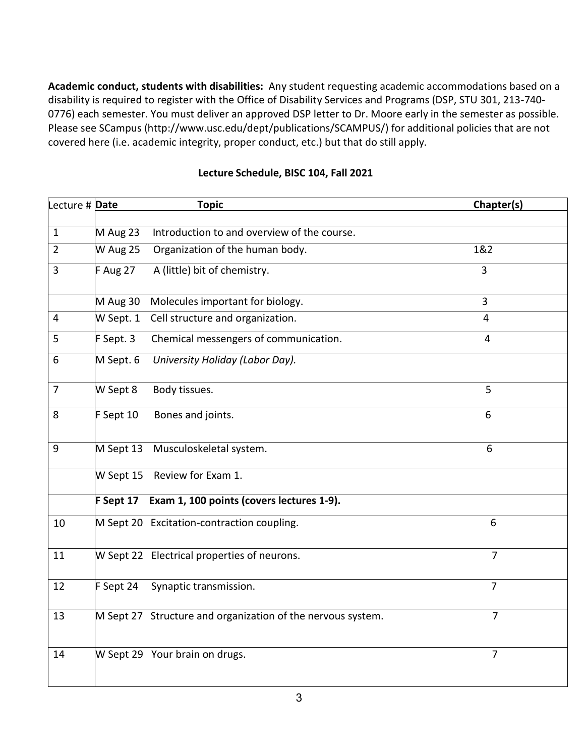**Academic conduct, students with disabilities:** Any student requesting academic accommodations based on a disability is required to register with the Office of Disability Services and Programs (DSP, STU 301, 213-740-0776) each semester. You must deliver an approved DSP letter to Dr. Moore early in the semester as possible. Please see SCampus (http://www.usc.edu/dept/publications/SCAMPUS/) for additional policies that are not covered here (i.e. academic integrity, proper conduct, etc.) but that do still apply.

## Lecture Schedule, BISC 104, Fall 2021

| Lecture # | Date | Topic | Chapter(s) |
|---|---|---|---|
| 1 | M Aug 23 | Introduction to and overview of the course. | |
| 2 | W Aug 25 | Organization of the human body. | 1&2 |
| 3 | F Aug 27 | A (little) bit of chemistry. | 3 |
| | M Aug 30 | Molecules important for biology. | 3 |
| 4 | W Sept. 1 | Cell structure and organization. | 4 |
| 5 | F Sept. 3 | Chemical messengers of communication. | 4 |
| 6 | M Sept. 6 | *University Holiday (Labor Day).* | |
| 7 | W Sept 8 | Body tissues. | 5 |
| 8 | F Sept 10 | Bones and joints. | 6 |
| 9 | M Sept 13 | Musculoskeletal system. | 6 |
| | W Sept 15 | Review for Exam 1. | |
| | **F Sept 17** | **Exam 1, 100 points (covers lectures 1-9).** | |
| 10 | M Sept 20 | Excitation-contraction coupling. | 6 |
| 11 | W Sept 22 | Electrical properties of neurons. | 7 |
| 12 | F Sept 24 | Synaptic transmission. | 7 |
| 13 | M Sept 27 | Structure and organization of the nervous system. | 7 |
| 14 | W Sept 29 | Your brain on drugs. | 7 |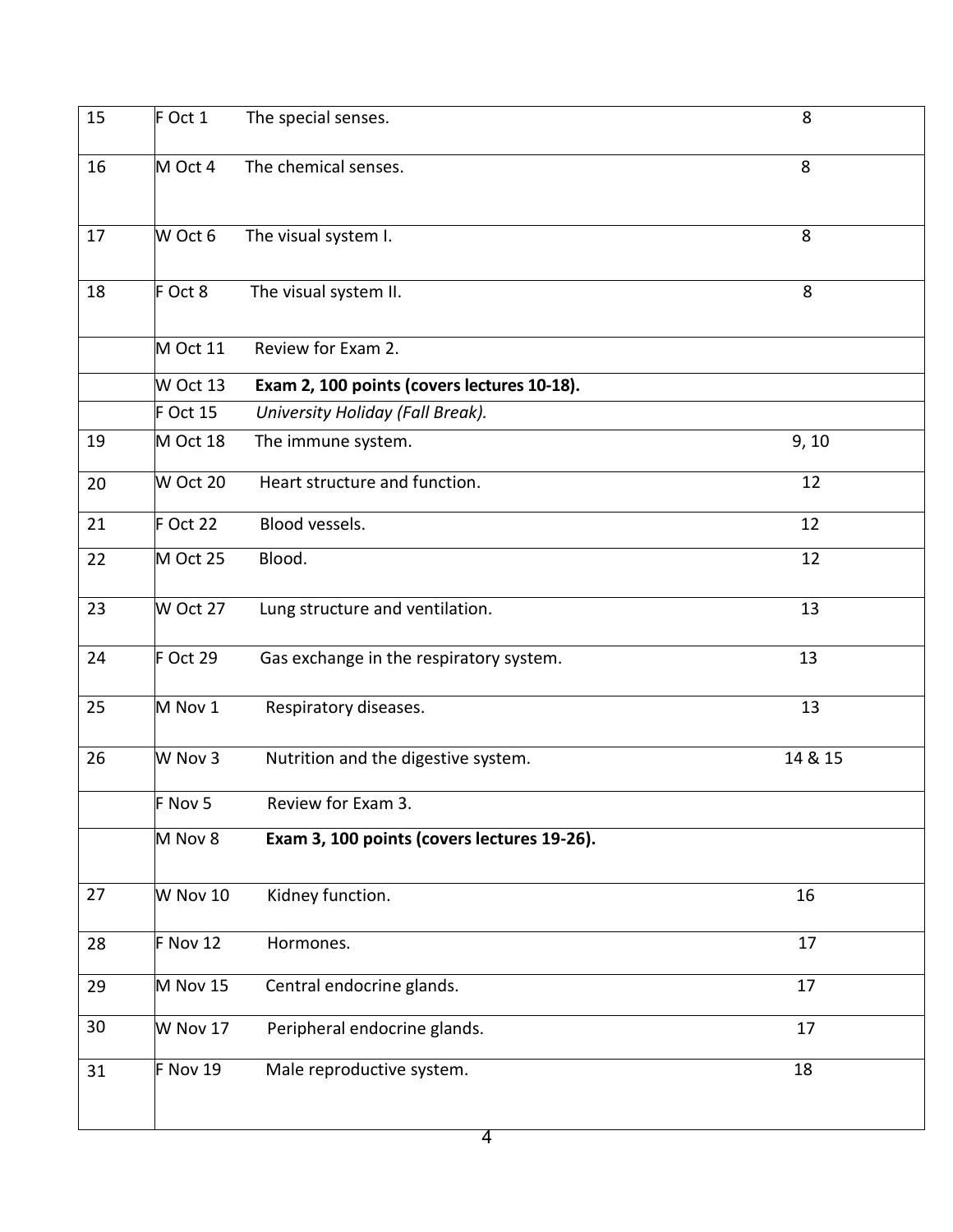| | | | |
|---|---|---|---|
| 15 | F Oct 1 | The special senses. | 8 |
| 16 | M Oct 4 | The chemical senses. | 8 |
| 17 | W Oct 6 | The visual system I. | 8 |
| 18 | F Oct 8 | The visual system II. | 8 |
| | M Oct 11 | Review for Exam 2. | |
| | W Oct 13 | **Exam 2, 100 points (covers lectures 10-18).** | |
| | F Oct 15 | *University Holiday (Fall Break).* | |
| 19 | M Oct 18 | The immune system. | 9, 10 |
| 20 | W Oct 20 | Heart structure and function. | 12 |
| 21 | F Oct 22 | Blood vessels. | 12 |
| 22 | M Oct 25 | Blood. | 12 |
| 23 | W Oct 27 | Lung structure and ventilation. | 13 |
| 24 | F Oct 29 | Gas exchange in the respiratory system. | 13 |
| 25 | M Nov 1 | Respiratory diseases. | 13 |
| 26 | W Nov 3 | Nutrition and the digestive system. | 14 & 15 |
| | F Nov 5 | Review for Exam 3. | |
| | M Nov 8 | **Exam 3, 100 points (covers lectures 19-26).** | |
| 27 | W Nov 10 | Kidney function. | 16 |
| 28 | F Nov 12 | Hormones. | 17 |
| 29 | M Nov 15 | Central endocrine glands. | 17 |
| 30 | W Nov 17 | Peripheral endocrine glands. | 17 |
| 31 | F Nov 19 | Male reproductive system. | 18 |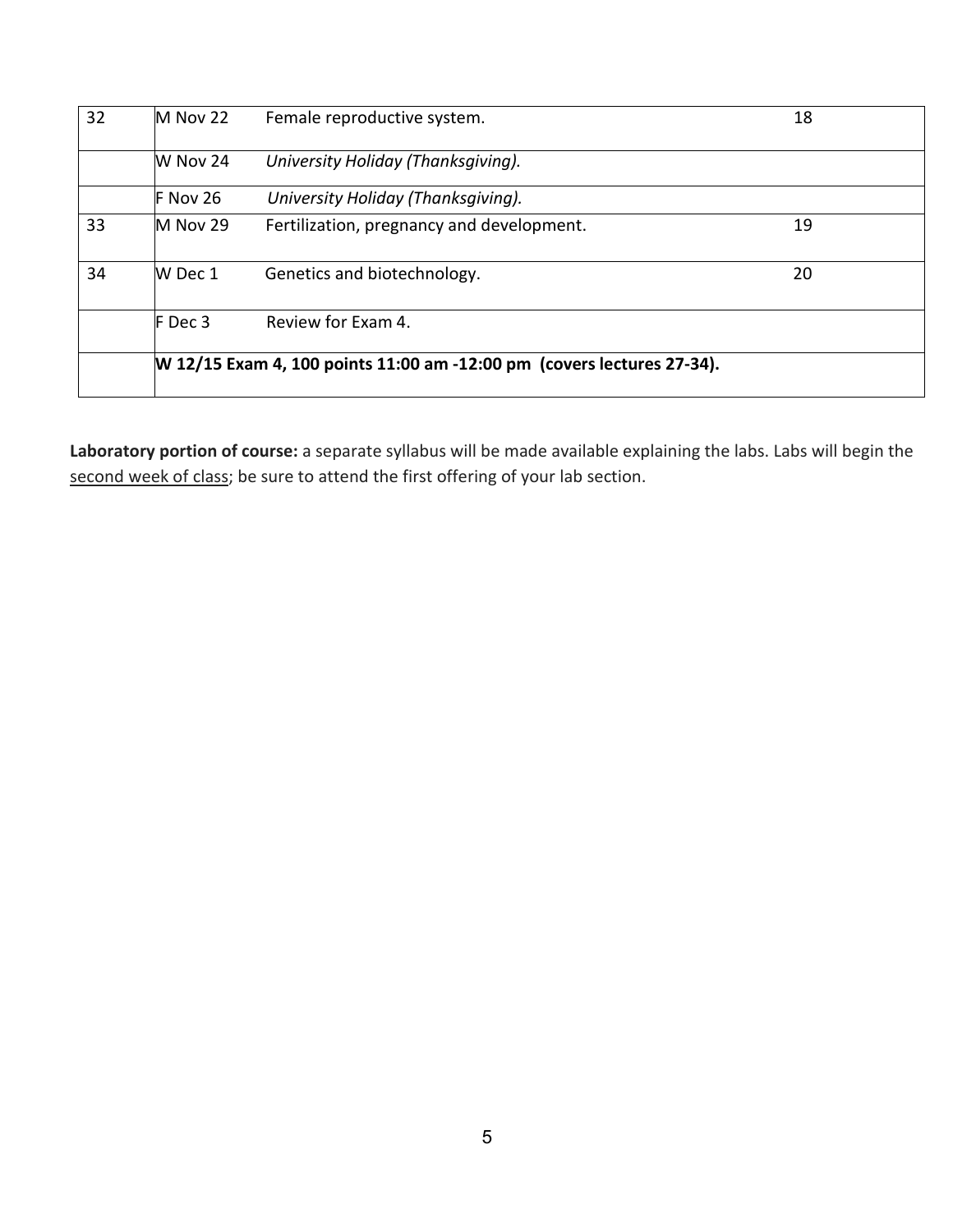| | | | |
|---|---|---|---|
| 32 | M Nov 22 | Female reproductive system. | 18 |
| | W Nov 24 | *University Holiday (Thanksgiving).* | |
| | F Nov 26 | *University Holiday (Thanksgiving).* | |
| 33 | M Nov 29 | Fertilization, pregnancy and development. | 19 |
| 34 | W Dec 1 | Genetics and biotechnology. | 20 |
| | F Dec 3 | Review for Exam 4. | |
| | **W 12/15 Exam 4, 100 points 11:00 am -12:00 pm (covers lectures 27-34).** | | |

**Laboratory portion of course:** a separate syllabus will be made available explaining the labs. Labs will begin the second week of class; be sure to attend the first offering of your lab section.